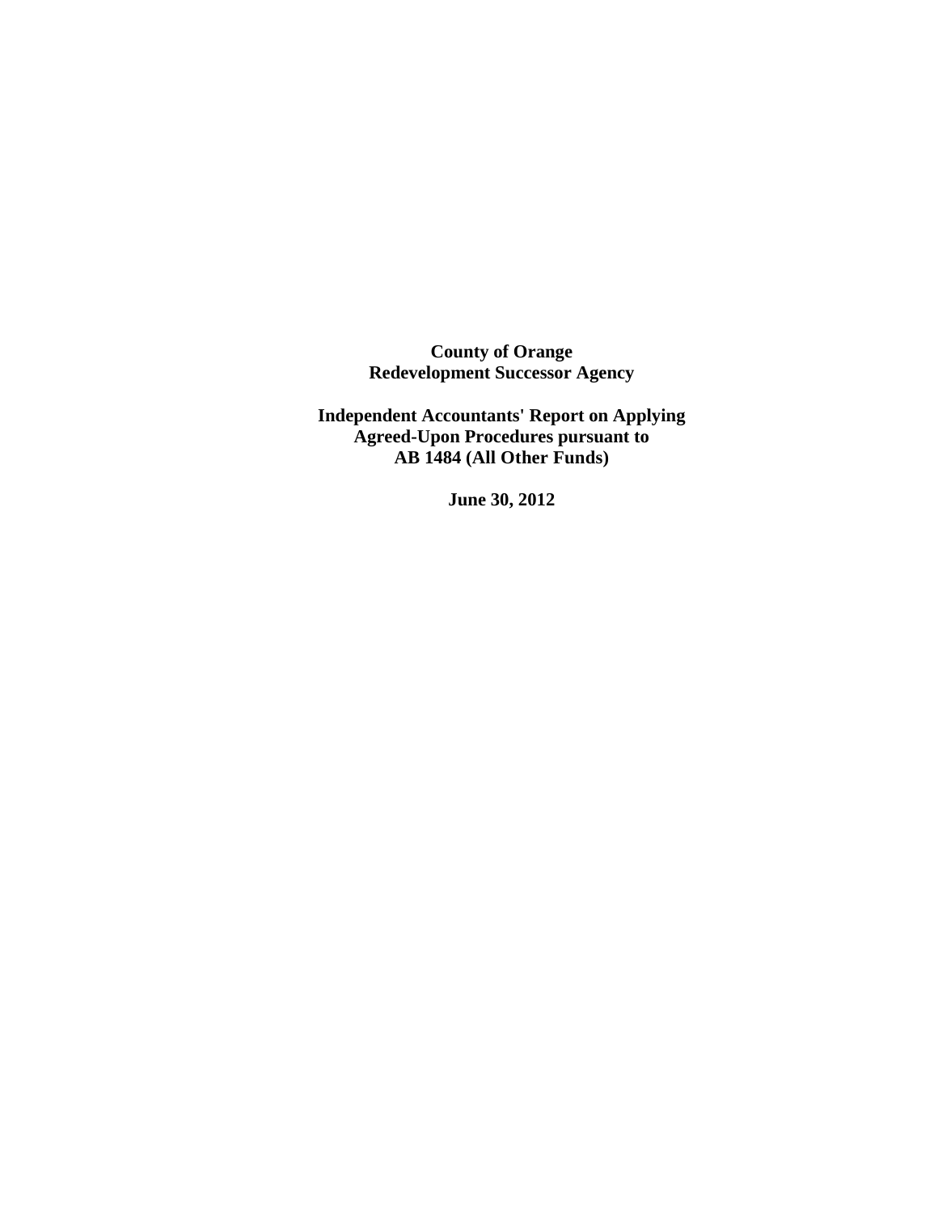**County of Orange**
**Redevelopment Successor Agency**

**Independent Accountants' Report on Applying Agreed-Upon Procedures pursuant to AB 1484 (All Other Funds)**

**June 30, 2012**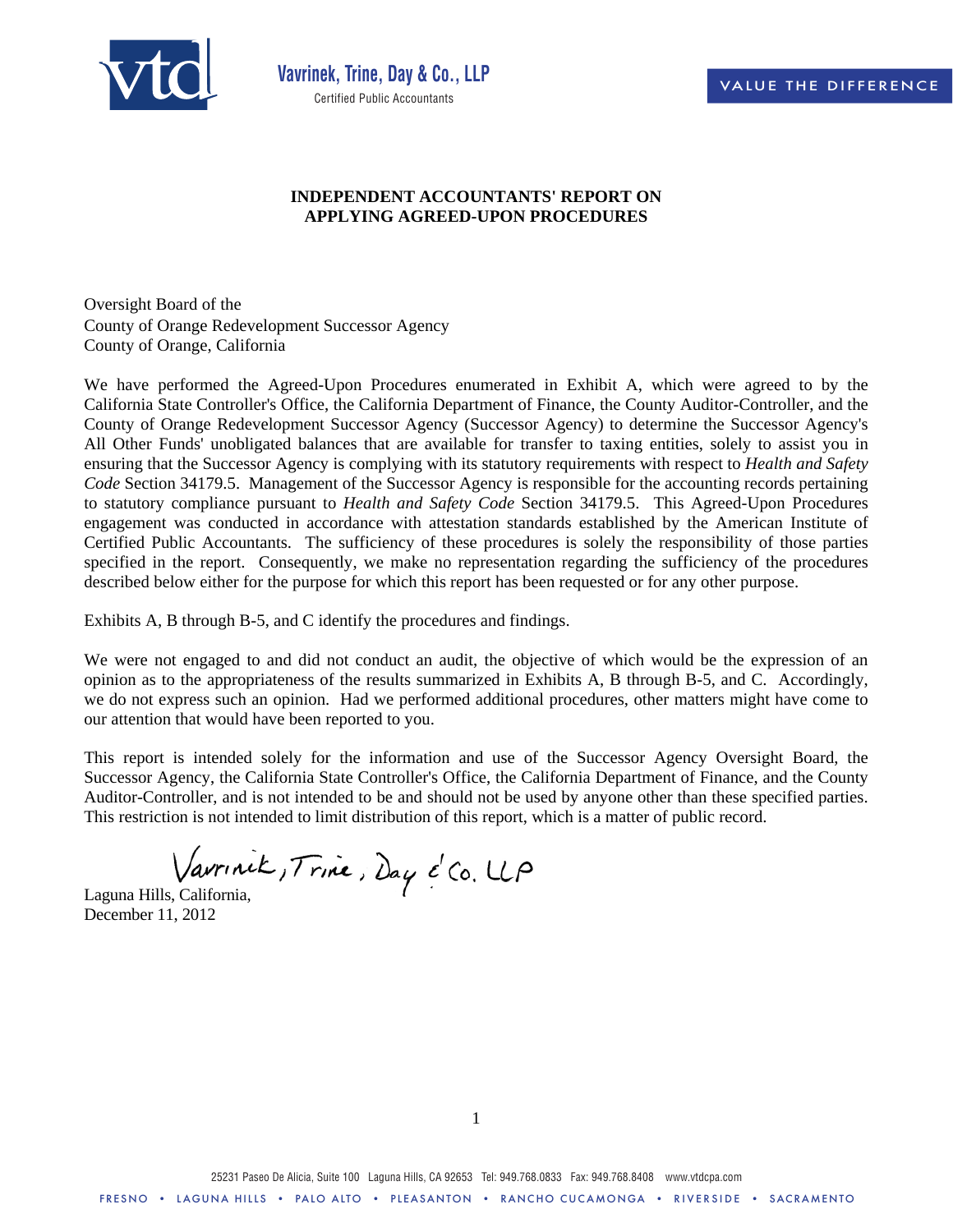Vavrinek, Trine, Day & Co., LLP
Certified Public Accountants

VALUE THE DIFFERENCE

**INDEPENDENT ACCOUNTANTS' REPORT ON APPLYING AGREED-UPON PROCEDURES**

Oversight Board of the
County of Orange Redevelopment Successor Agency
County of Orange, California

We have performed the Agreed-Upon Procedures enumerated in Exhibit A, which were agreed to by the California State Controller's Office, the California Department of Finance, the County Auditor-Controller, and the County of Orange Redevelopment Successor Agency (Successor Agency) to determine the Successor Agency's All Other Funds' unobligated balances that are available for transfer to taxing entities, solely to assist you in ensuring that the Successor Agency is complying with its statutory requirements with respect to *Health and Safety Code* Section 34179.5. Management of the Successor Agency is responsible for the accounting records pertaining to statutory compliance pursuant to *Health and Safety Code* Section 34179.5. This Agreed-Upon Procedures engagement was conducted in accordance with attestation standards established by the American Institute of Certified Public Accountants. The sufficiency of these procedures is solely the responsibility of those parties specified in the report. Consequently, we make no representation regarding the sufficiency of the procedures described below either for the purpose for which this report has been requested or for any other purpose.

Exhibits A, B through B-5, and C identify the procedures and findings.

We were not engaged to and did not conduct an audit, the objective of which would be the expression of an opinion as to the appropriateness of the results summarized in Exhibits A, B through B-5, and C. Accordingly, we do not express such an opinion. Had we performed additional procedures, other matters might have come to our attention that would have been reported to you.

This report is intended solely for the information and use of the Successor Agency Oversight Board, the Successor Agency, the California State Controller's Office, the California Department of Finance, and the County Auditor-Controller, and is not intended to be and should not be used by anyone other than these specified parties. This restriction is not intended to limit distribution of this report, which is a matter of public record.

Vavrinek, Trine, Day & Co. LLP

Laguna Hills, California,
December 11, 2012

25231 Paseo De Alicia, Suite 100 Laguna Hills, CA 92653 Tel: 949.768.0833 Fax: 949.768.8408 www.vtdcpa.com

FRESNO • LAGUNA HILLS • PALO ALTO • PLEASANTON • RANCHO CUCAMONGA • RIVERSIDE • SACRAMENTO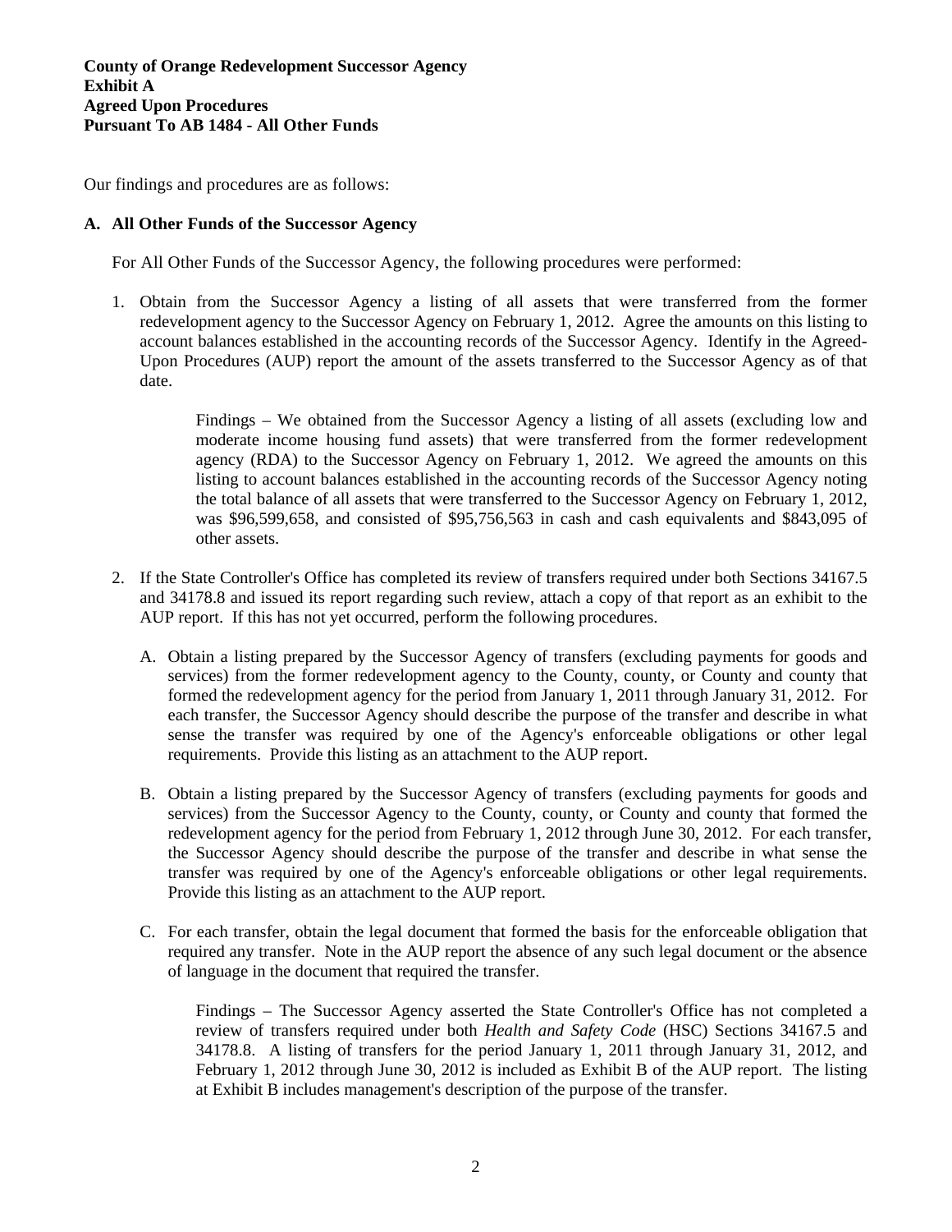**County of Orange Redevelopment Successor Agency**
**Exhibit A**
**Agreed Upon Procedures**
**Pursuant To AB 1484 - All Other Funds**

Our findings and procedures are as follows:

**A. All Other Funds of the Successor Agency**

For All Other Funds of the Successor Agency, the following procedures were performed:

1. Obtain from the Successor Agency a listing of all assets that were transferred from the former redevelopment agency to the Successor Agency on February 1, 2012. Agree the amounts on this listing to account balances established in the accounting records of the Successor Agency. Identify in the Agreed-Upon Procedures (AUP) report the amount of the assets transferred to the Successor Agency as of that date.

   Findings – We obtained from the Successor Agency a listing of all assets (excluding low and moderate income housing fund assets) that were transferred from the former redevelopment agency (RDA) to the Successor Agency on February 1, 2012. We agreed the amounts on this listing to account balances established in the accounting records of the Successor Agency noting the total balance of all assets that were transferred to the Successor Agency on February 1, 2012, was $96,599,658, and consisted of $95,756,563 in cash and cash equivalents and $843,095 of other assets.

2. If the State Controller's Office has completed its review of transfers required under both Sections 34167.5 and 34178.8 and issued its report regarding such review, attach a copy of that report as an exhibit to the AUP report. If this has not yet occurred, perform the following procedures.

   A. Obtain a listing prepared by the Successor Agency of transfers (excluding payments for goods and services) from the former redevelopment agency to the County, county, or County and county that formed the redevelopment agency for the period from January 1, 2011 through January 31, 2012. For each transfer, the Successor Agency should describe the purpose of the transfer and describe in what sense the transfer was required by one of the Agency's enforceable obligations or other legal requirements. Provide this listing as an attachment to the AUP report.

   B. Obtain a listing prepared by the Successor Agency of transfers (excluding payments for goods and services) from the Successor Agency to the County, county, or County and county that formed the redevelopment agency for the period from February 1, 2012 through June 30, 2012. For each transfer, the Successor Agency should describe the purpose of the transfer and describe in what sense the transfer was required by one of the Agency's enforceable obligations or other legal requirements. Provide this listing as an attachment to the AUP report.

   C. For each transfer, obtain the legal document that formed the basis for the enforceable obligation that required any transfer. Note in the AUP report the absence of any such legal document or the absence of language in the document that required the transfer.

   Findings – The Successor Agency asserted the State Controller's Office has not completed a review of transfers required under both *Health and Safety Code* (HSC) Sections 34167.5 and 34178.8. A listing of transfers for the period January 1, 2011 through January 31, 2012, and February 1, 2012 through June 30, 2012 is included as Exhibit B of the AUP report. The listing at Exhibit B includes management's description of the purpose of the transfer.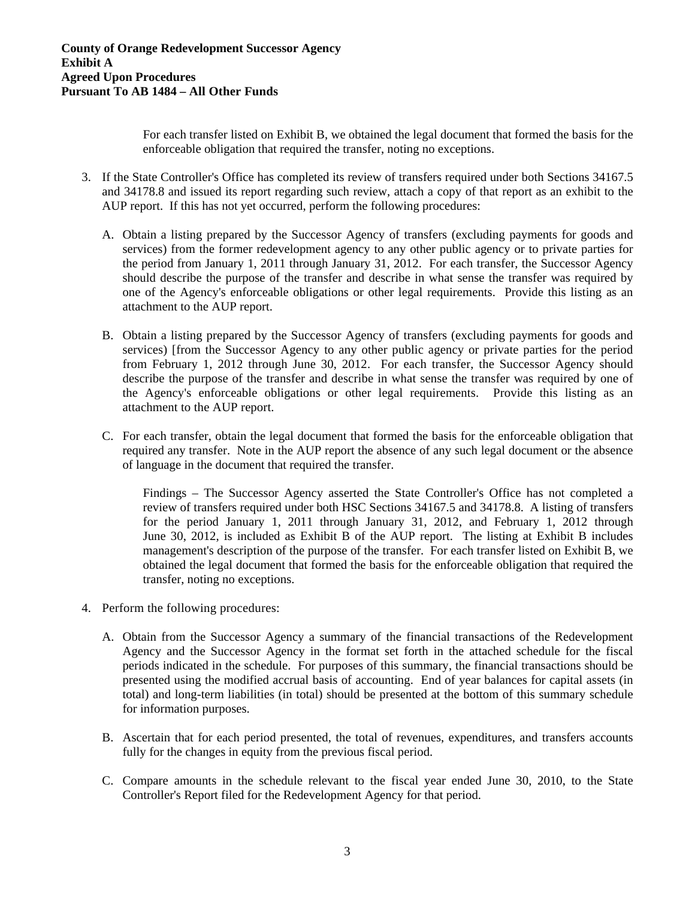**County of Orange Redevelopment Successor Agency**
**Exhibit A**
**Agreed Upon Procedures**
**Pursuant To AB 1484 – All Other Funds**

For each transfer listed on Exhibit B, we obtained the legal document that formed the basis for the enforceable obligation that required the transfer, noting no exceptions.

3. If the State Controller's Office has completed its review of transfers required under both Sections 34167.5 and 34178.8 and issued its report regarding such review, attach a copy of that report as an exhibit to the AUP report. If this has not yet occurred, perform the following procedures:

   A. Obtain a listing prepared by the Successor Agency of transfers (excluding payments for goods and services) from the former redevelopment agency to any other public agency or to private parties for the period from January 1, 2011 through January 31, 2012. For each transfer, the Successor Agency should describe the purpose of the transfer and describe in what sense the transfer was required by one of the Agency's enforceable obligations or other legal requirements. Provide this listing as an attachment to the AUP report.

   B. Obtain a listing prepared by the Successor Agency of transfers (excluding payments for goods and services) [from the Successor Agency to any other public agency or private parties for the period from February 1, 2012 through June 30, 2012. For each transfer, the Successor Agency should describe the purpose of the transfer and describe in what sense the transfer was required by one of the Agency's enforceable obligations or other legal requirements. Provide this listing as an attachment to the AUP report.

   C. For each transfer, obtain the legal document that formed the basis for the enforceable obligation that required any transfer. Note in the AUP report the absence of any such legal document or the absence of language in the document that required the transfer.

      Findings – The Successor Agency asserted the State Controller's Office has not completed a review of transfers required under both HSC Sections 34167.5 and 34178.8. A listing of transfers for the period January 1, 2011 through January 31, 2012, and February 1, 2012 through June 30, 2012, is included as Exhibit B of the AUP report. The listing at Exhibit B includes management's description of the purpose of the transfer. For each transfer listed on Exhibit B, we obtained the legal document that formed the basis for the enforceable obligation that required the transfer, noting no exceptions.

4. Perform the following procedures:

   A. Obtain from the Successor Agency a summary of the financial transactions of the Redevelopment Agency and the Successor Agency in the format set forth in the attached schedule for the fiscal periods indicated in the schedule. For purposes of this summary, the financial transactions should be presented using the modified accrual basis of accounting. End of year balances for capital assets (in total) and long-term liabilities (in total) should be presented at the bottom of this summary schedule for information purposes.

   B. Ascertain that for each period presented, the total of revenues, expenditures, and transfers accounts fully for the changes in equity from the previous fiscal period.

   C. Compare amounts in the schedule relevant to the fiscal year ended June 30, 2010, to the State Controller's Report filed for the Redevelopment Agency for that period.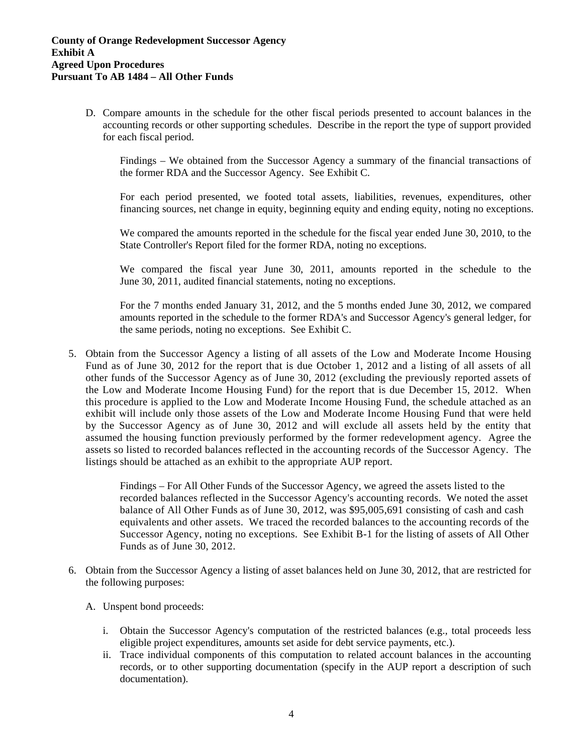**County of Orange Redevelopment Successor Agency**
**Exhibit A**
**Agreed Upon Procedures**
**Pursuant To AB 1484 – All Other Funds**

D. Compare amounts in the schedule for the other fiscal periods presented to account balances in the accounting records or other supporting schedules. Describe in the report the type of support provided for each fiscal period.

   Findings – We obtained from the Successor Agency a summary of the financial transactions of the former RDA and the Successor Agency. See Exhibit C.

   For each period presented, we footed total assets, liabilities, revenues, expenditures, other financing sources, net change in equity, beginning equity and ending equity, noting no exceptions.

   We compared the amounts reported in the schedule for the fiscal year ended June 30, 2010, to the State Controller's Report filed for the former RDA, noting no exceptions.

   We compared the fiscal year June 30, 2011, amounts reported in the schedule to the June 30, 2011, audited financial statements, noting no exceptions.

   For the 7 months ended January 31, 2012, and the 5 months ended June 30, 2012, we compared amounts reported in the schedule to the former RDA's and Successor Agency's general ledger, for the same periods, noting no exceptions. See Exhibit C.

5. Obtain from the Successor Agency a listing of all assets of the Low and Moderate Income Housing Fund as of June 30, 2012 for the report that is due October 1, 2012 and a listing of all assets of all other funds of the Successor Agency as of June 30, 2012 (excluding the previously reported assets of the Low and Moderate Income Housing Fund) for the report that is due December 15, 2012. When this procedure is applied to the Low and Moderate Income Housing Fund, the schedule attached as an exhibit will include only those assets of the Low and Moderate Income Housing Fund that were held by the Successor Agency as of June 30, 2012 and will exclude all assets held by the entity that assumed the housing function previously performed by the former redevelopment agency. Agree the assets so listed to recorded balances reflected in the accounting records of the Successor Agency. The listings should be attached as an exhibit to the appropriate AUP report.

   Findings – For All Other Funds of the Successor Agency, we agreed the assets listed to the recorded balances reflected in the Successor Agency's accounting records. We noted the asset balance of All Other Funds as of June 30, 2012, was $95,005,691 consisting of cash and cash equivalents and other assets. We traced the recorded balances to the accounting records of the Successor Agency, noting no exceptions. See Exhibit B-1 for the listing of assets of All Other Funds as of June 30, 2012.

6. Obtain from the Successor Agency a listing of asset balances held on June 30, 2012, that are restricted for the following purposes:

   A. Unspent bond proceeds:

      i. Obtain the Successor Agency's computation of the restricted balances (e.g., total proceeds less eligible project expenditures, amounts set aside for debt service payments, etc.).
      ii. Trace individual components of this computation to related account balances in the accounting records, or to other supporting documentation (specify in the AUP report a description of such documentation).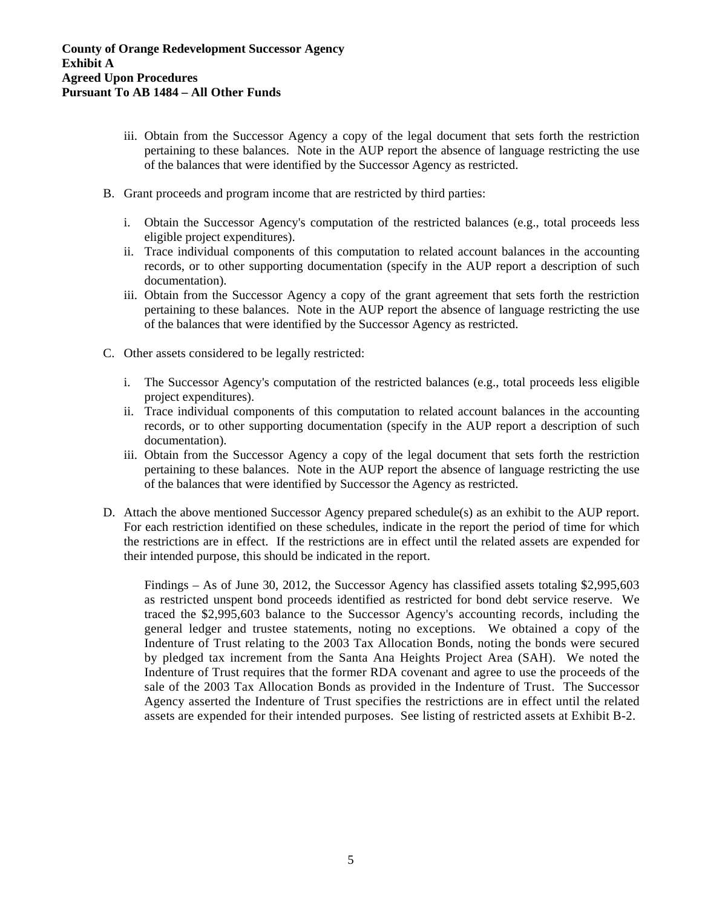**County of Orange Redevelopment Successor Agency**
**Exhibit A**
**Agreed Upon Procedures**
**Pursuant To AB 1484 – All Other Funds**

iii. Obtain from the Successor Agency a copy of the legal document that sets forth the restriction pertaining to these balances. Note in the AUP report the absence of language restricting the use of the balances that were identified by the Successor Agency as restricted.

B. Grant proceeds and program income that are restricted by third parties:

i. Obtain the Successor Agency's computation of the restricted balances (e.g., total proceeds less eligible project expenditures).
ii. Trace individual components of this computation to related account balances in the accounting records, or to other supporting documentation (specify in the AUP report a description of such documentation).
iii. Obtain from the Successor Agency a copy of the grant agreement that sets forth the restriction pertaining to these balances. Note in the AUP report the absence of language restricting the use of the balances that were identified by the Successor Agency as restricted.

C. Other assets considered to be legally restricted:

i. The Successor Agency's computation of the restricted balances (e.g., total proceeds less eligible project expenditures).
ii. Trace individual components of this computation to related account balances in the accounting records, or to other supporting documentation (specify in the AUP report a description of such documentation).
iii. Obtain from the Successor Agency a copy of the legal document that sets forth the restriction pertaining to these balances. Note in the AUP report the absence of language restricting the use of the balances that were identified by Successor the Agency as restricted.

D. Attach the above mentioned Successor Agency prepared schedule(s) as an exhibit to the AUP report. For each restriction identified on these schedules, indicate in the report the period of time for which the restrictions are in effect. If the restrictions are in effect until the related assets are expended for their intended purpose, this should be indicated in the report.

Findings – As of June 30, 2012, the Successor Agency has classified assets totaling $2,995,603 as restricted unspent bond proceeds identified as restricted for bond debt service reserve. We traced the $2,995,603 balance to the Successor Agency's accounting records, including the general ledger and trustee statements, noting no exceptions. We obtained a copy of the Indenture of Trust relating to the 2003 Tax Allocation Bonds, noting the bonds were secured by pledged tax increment from the Santa Ana Heights Project Area (SAH). We noted the Indenture of Trust requires that the former RDA covenant and agree to use the proceeds of the sale of the 2003 Tax Allocation Bonds as provided in the Indenture of Trust. The Successor Agency asserted the Indenture of Trust specifies the restrictions are in effect until the related assets are expended for their intended purposes. See listing of restricted assets at Exhibit B-2.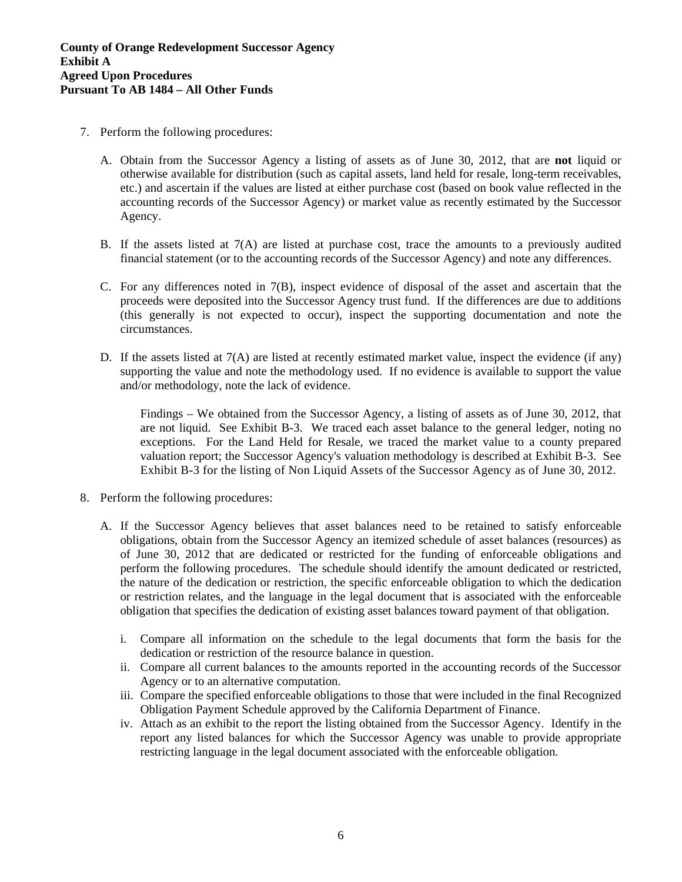**County of Orange Redevelopment Successor Agency**
**Exhibit A**
**Agreed Upon Procedures**
**Pursuant To AB 1484 – All Other Funds**

7. Perform the following procedures:

   A. Obtain from the Successor Agency a listing of assets as of June 30, 2012, that are **not** liquid or otherwise available for distribution (such as capital assets, land held for resale, long-term receivables, etc.) and ascertain if the values are listed at either purchase cost (based on book value reflected in the accounting records of the Successor Agency) or market value as recently estimated by the Successor Agency.

   B. If the assets listed at 7(A) are listed at purchase cost, trace the amounts to a previously audited financial statement (or to the accounting records of the Successor Agency) and note any differences.

   C. For any differences noted in 7(B), inspect evidence of disposal of the asset and ascertain that the proceeds were deposited into the Successor Agency trust fund. If the differences are due to additions (this generally is not expected to occur), inspect the supporting documentation and note the circumstances.

   D. If the assets listed at 7(A) are listed at recently estimated market value, inspect the evidence (if any) supporting the value and note the methodology used. If no evidence is available to support the value and/or methodology, note the lack of evidence.

      Findings – We obtained from the Successor Agency, a listing of assets as of June 30, 2012, that are not liquid. See Exhibit B-3. We traced each asset balance to the general ledger, noting no exceptions. For the Land Held for Resale, we traced the market value to a county prepared valuation report; the Successor Agency's valuation methodology is described at Exhibit B-3. See Exhibit B-3 for the listing of Non Liquid Assets of the Successor Agency as of June 30, 2012.

8. Perform the following procedures:

   A. If the Successor Agency believes that asset balances need to be retained to satisfy enforceable obligations, obtain from the Successor Agency an itemized schedule of asset balances (resources) as of June 30, 2012 that are dedicated or restricted for the funding of enforceable obligations and perform the following procedures. The schedule should identify the amount dedicated or restricted, the nature of the dedication or restriction, the specific enforceable obligation to which the dedication or restriction relates, and the language in the legal document that is associated with the enforceable obligation that specifies the dedication of existing asset balances toward payment of that obligation.

      i. Compare all information on the schedule to the legal documents that form the basis for the dedication or restriction of the resource balance in question.
      ii. Compare all current balances to the amounts reported in the accounting records of the Successor Agency or to an alternative computation.
      iii. Compare the specified enforceable obligations to those that were included in the final Recognized Obligation Payment Schedule approved by the California Department of Finance.
      iv. Attach as an exhibit to the report the listing obtained from the Successor Agency. Identify in the report any listed balances for which the Successor Agency was unable to provide appropriate restricting language in the legal document associated with the enforceable obligation.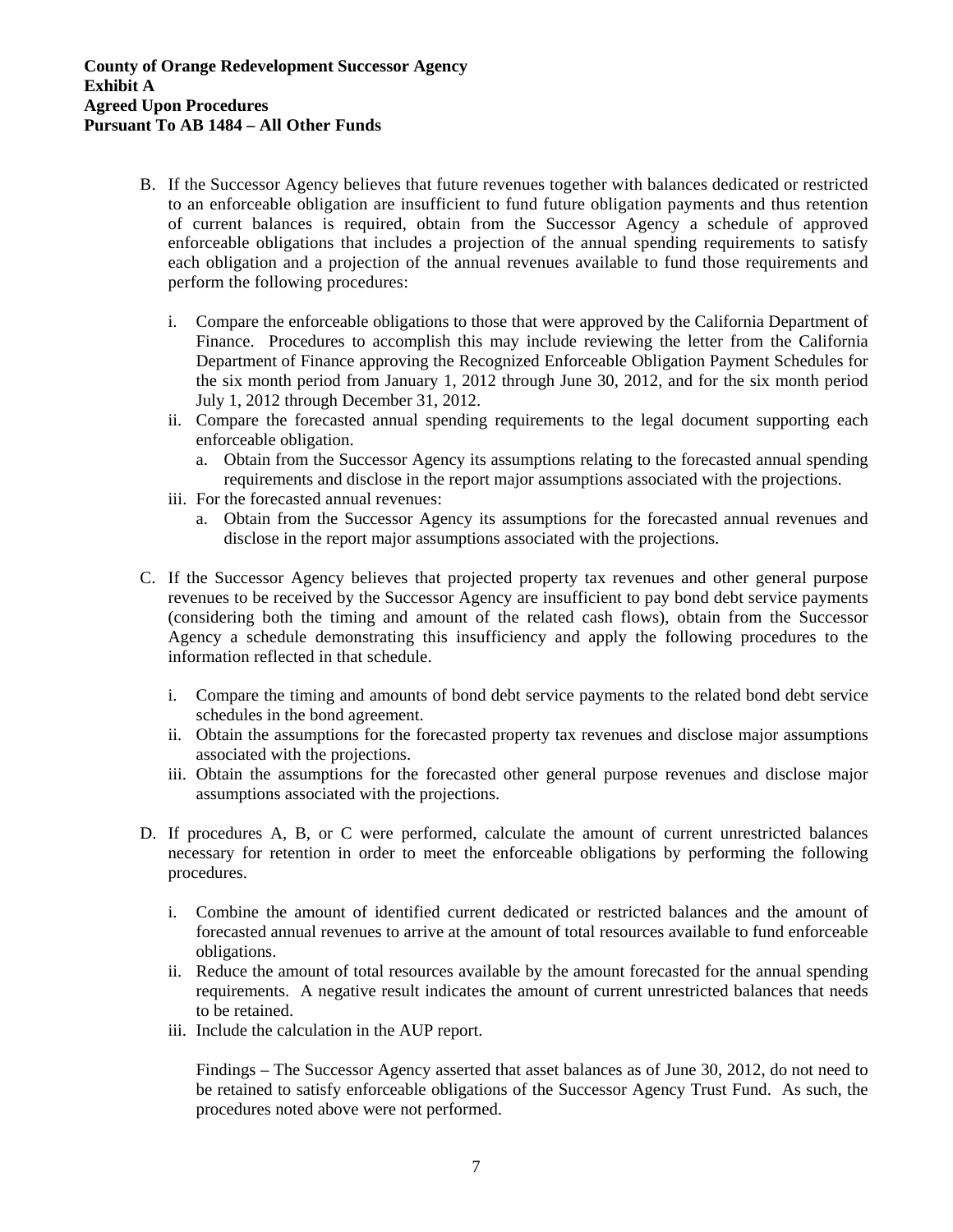**County of Orange Redevelopment Successor Agency**
**Exhibit A**
**Agreed Upon Procedures**
**Pursuant To AB 1484 – All Other Funds**

B. If the Successor Agency believes that future revenues together with balances dedicated or restricted to an enforceable obligation are insufficient to fund future obligation payments and thus retention of current balances is required, obtain from the Successor Agency a schedule of approved enforceable obligations that includes a projection of the annual spending requirements to satisfy each obligation and a projection of the annual revenues available to fund those requirements and perform the following procedures:

   i. Compare the enforceable obligations to those that were approved by the California Department of Finance. Procedures to accomplish this may include reviewing the letter from the California Department of Finance approving the Recognized Enforceable Obligation Payment Schedules for the six month period from January 1, 2012 through June 30, 2012, and for the six month period July 1, 2012 through December 31, 2012.

   ii. Compare the forecasted annual spending requirements to the legal document supporting each enforceable obligation.

      a. Obtain from the Successor Agency its assumptions relating to the forecasted annual spending requirements and disclose in the report major assumptions associated with the projections.

   iii. For the forecasted annual revenues:

      a. Obtain from the Successor Agency its assumptions for the forecasted annual revenues and disclose in the report major assumptions associated with the projections.

C. If the Successor Agency believes that projected property tax revenues and other general purpose revenues to be received by the Successor Agency are insufficient to pay bond debt service payments (considering both the timing and amount of the related cash flows), obtain from the Successor Agency a schedule demonstrating this insufficiency and apply the following procedures to the information reflected in that schedule.

   i. Compare the timing and amounts of bond debt service payments to the related bond debt service schedules in the bond agreement.

   ii. Obtain the assumptions for the forecasted property tax revenues and disclose major assumptions associated with the projections.

   iii. Obtain the assumptions for the forecasted other general purpose revenues and disclose major assumptions associated with the projections.

D. If procedures A, B, or C were performed, calculate the amount of current unrestricted balances necessary for retention in order to meet the enforceable obligations by performing the following procedures.

   i. Combine the amount of identified current dedicated or restricted balances and the amount of forecasted annual revenues to arrive at the amount of total resources available to fund enforceable obligations.

   ii. Reduce the amount of total resources available by the amount forecasted for the annual spending requirements. A negative result indicates the amount of current unrestricted balances that needs to be retained.

   iii. Include the calculation in the AUP report.

   Findings – The Successor Agency asserted that asset balances as of June 30, 2012, do not need to be retained to satisfy enforceable obligations of the Successor Agency Trust Fund. As such, the procedures noted above were not performed.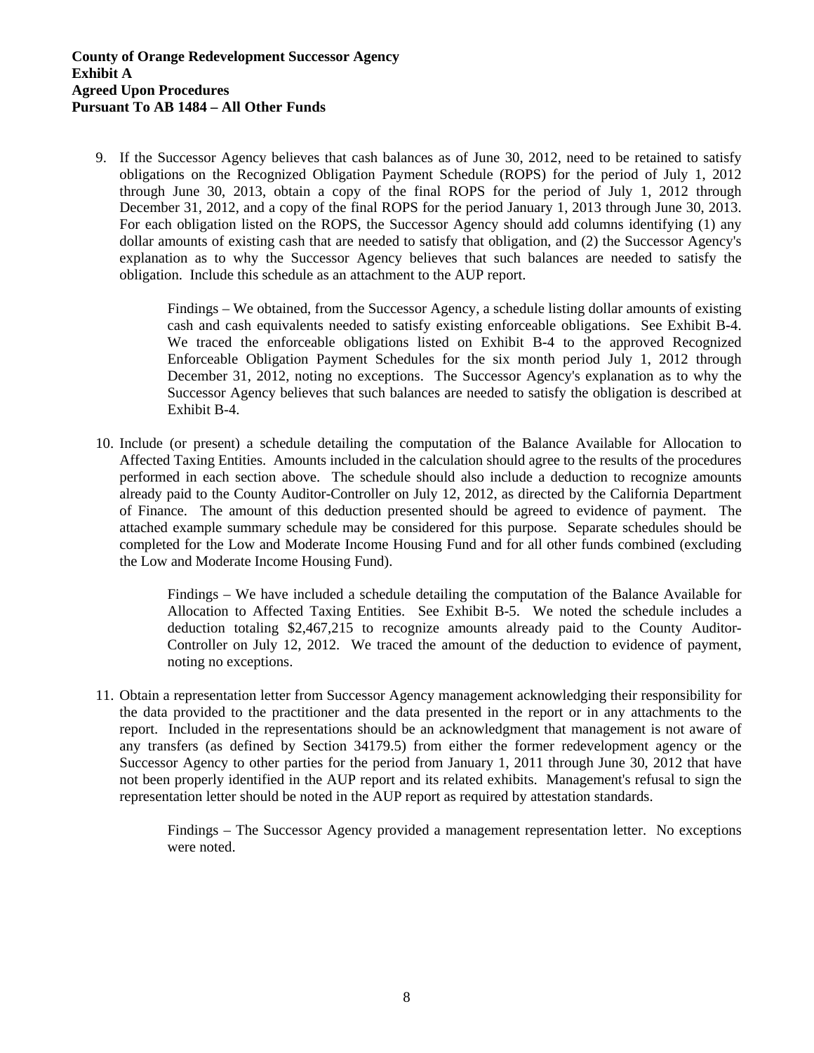**County of Orange Redevelopment Successor Agency**
**Exhibit A**
**Agreed Upon Procedures**
**Pursuant To AB 1484 – All Other Funds**

9. If the Successor Agency believes that cash balances as of June 30, 2012, need to be retained to satisfy obligations on the Recognized Obligation Payment Schedule (ROPS) for the period of July 1, 2012 through June 30, 2013, obtain a copy of the final ROPS for the period of July 1, 2012 through December 31, 2012, and a copy of the final ROPS for the period January 1, 2013 through June 30, 2013. For each obligation listed on the ROPS, the Successor Agency should add columns identifying (1) any dollar amounts of existing cash that are needed to satisfy that obligation, and (2) the Successor Agency's explanation as to why the Successor Agency believes that such balances are needed to satisfy the obligation. Include this schedule as an attachment to the AUP report.

   Findings – We obtained, from the Successor Agency, a schedule listing dollar amounts of existing cash and cash equivalents needed to satisfy existing enforceable obligations. See Exhibit B-4. We traced the enforceable obligations listed on Exhibit B-4 to the approved Recognized Enforceable Obligation Payment Schedules for the six month period July 1, 2012 through December 31, 2012, noting no exceptions. The Successor Agency's explanation as to why the Successor Agency believes that such balances are needed to satisfy the obligation is described at Exhibit B-4.

10. Include (or present) a schedule detailing the computation of the Balance Available for Allocation to Affected Taxing Entities. Amounts included in the calculation should agree to the results of the procedures performed in each section above. The schedule should also include a deduction to recognize amounts already paid to the County Auditor-Controller on July 12, 2012, as directed by the California Department of Finance. The amount of this deduction presented should be agreed to evidence of payment. The attached example summary schedule may be considered for this purpose. Separate schedules should be completed for the Low and Moderate Income Housing Fund and for all other funds combined (excluding the Low and Moderate Income Housing Fund).

    Findings – We have included a schedule detailing the computation of the Balance Available for Allocation to Affected Taxing Entities. See Exhibit B-5. We noted the schedule includes a deduction totaling $2,467,215 to recognize amounts already paid to the County Auditor-Controller on July 12, 2012. We traced the amount of the deduction to evidence of payment, noting no exceptions.

11. Obtain a representation letter from Successor Agency management acknowledging their responsibility for the data provided to the practitioner and the data presented in the report or in any attachments to the report. Included in the representations should be an acknowledgment that management is not aware of any transfers (as defined by Section 34179.5) from either the former redevelopment agency or the Successor Agency to other parties for the period from January 1, 2011 through June 30, 2012 that have not been properly identified in the AUP report and its related exhibits. Management's refusal to sign the representation letter should be noted in the AUP report as required by attestation standards.

    Findings – The Successor Agency provided a management representation letter. No exceptions were noted.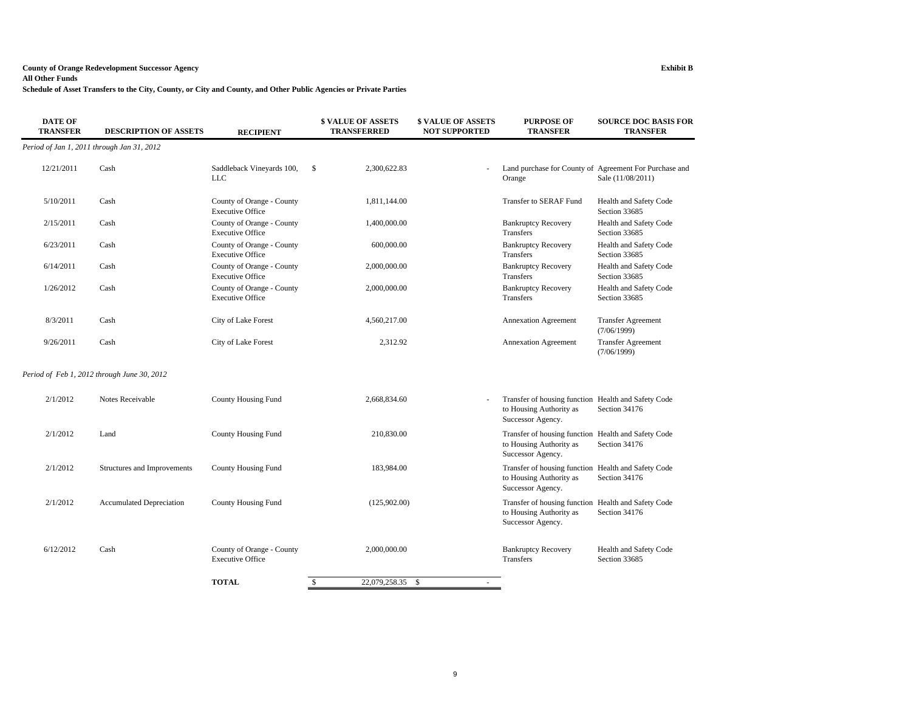**County of Orange Redevelopment Successor Agency**
**All Other Funds**
**Schedule of Asset Transfers to the City, County, or City and County, and Other Public Agencies or Private Parties**

**Exhibit B**

| DATE OF TRANSFER | DESCRIPTION OF ASSETS | RECIPIENT | $ VALUE OF ASSETS TRANSFERRED | $ VALUE OF ASSETS NOT SUPPORTED | PURPOSE OF TRANSFER | SOURCE DOC BASIS FOR TRANSFER |
|---|---|---|---|---|---|---|
| *Period of Jan 1, 2011 through Jan 31, 2012* | | | | | | |
| 12/21/2011 | Cash | Saddleback Vineyards 100, LLC | $ 2,300,622.83 | - | Land purchase for County of Orange | Agreement For Purchase and Sale (11/08/2011) |
| 5/10/2011 | Cash | County of Orange - County Executive Office | 1,811,144.00 | | Transfer to SERAF Fund | Health and Safety Code Section 33685 |
| 2/15/2011 | Cash | County of Orange - County Executive Office | 1,400,000.00 | | Bankruptcy Recovery Transfers | Health and Safety Code Section 33685 |
| 6/23/2011 | Cash | County of Orange - County Executive Office | 600,000.00 | | Bankruptcy Recovery Transfers | Health and Safety Code Section 33685 |
| 6/14/2011 | Cash | County of Orange - County Executive Office | 2,000,000.00 | | Bankruptcy Recovery Transfers | Health and Safety Code Section 33685 |
| 1/26/2012 | Cash | County of Orange - County Executive Office | 2,000,000.00 | | Bankruptcy Recovery Transfers | Health and Safety Code Section 33685 |
| 8/3/2011 | Cash | City of Lake Forest | 4,560,217.00 | | Annexation Agreement | Transfer Agreement (7/06/1999) |
| 9/26/2011 | Cash | City of Lake Forest | 2,312.92 | | Annexation Agreement | Transfer Agreement (7/06/1999) |
| *Period of Feb 1, 2012 through June 30, 2012* | | | | | | |
| 2/1/2012 | Notes Receivable | County Housing Fund | 2,668,834.60 | - | Transfer of housing function to Housing Authority as Successor Agency. | Health and Safety Code Section 34176 |
| 2/1/2012 | Land | County Housing Fund | 210,830.00 | | Transfer of housing function to Housing Authority as Successor Agency. | Health and Safety Code Section 34176 |
| 2/1/2012 | Structures and Improvements | County Housing Fund | 183,984.00 | | Transfer of housing function to Housing Authority as Successor Agency. | Health and Safety Code Section 34176 |
| 2/1/2012 | Accumulated Depreciation | County Housing Fund | (125,902.00) | | Transfer of housing function to Housing Authority as Successor Agency. | Health and Safety Code Section 34176 |
| 6/12/2012 | Cash | County of Orange - County Executive Office | 2,000,000.00 | | Bankruptcy Recovery Transfers | Health and Safety Code Section 33685 |
| | | **TOTAL** | $ 22,079,258.35 | $ - | | |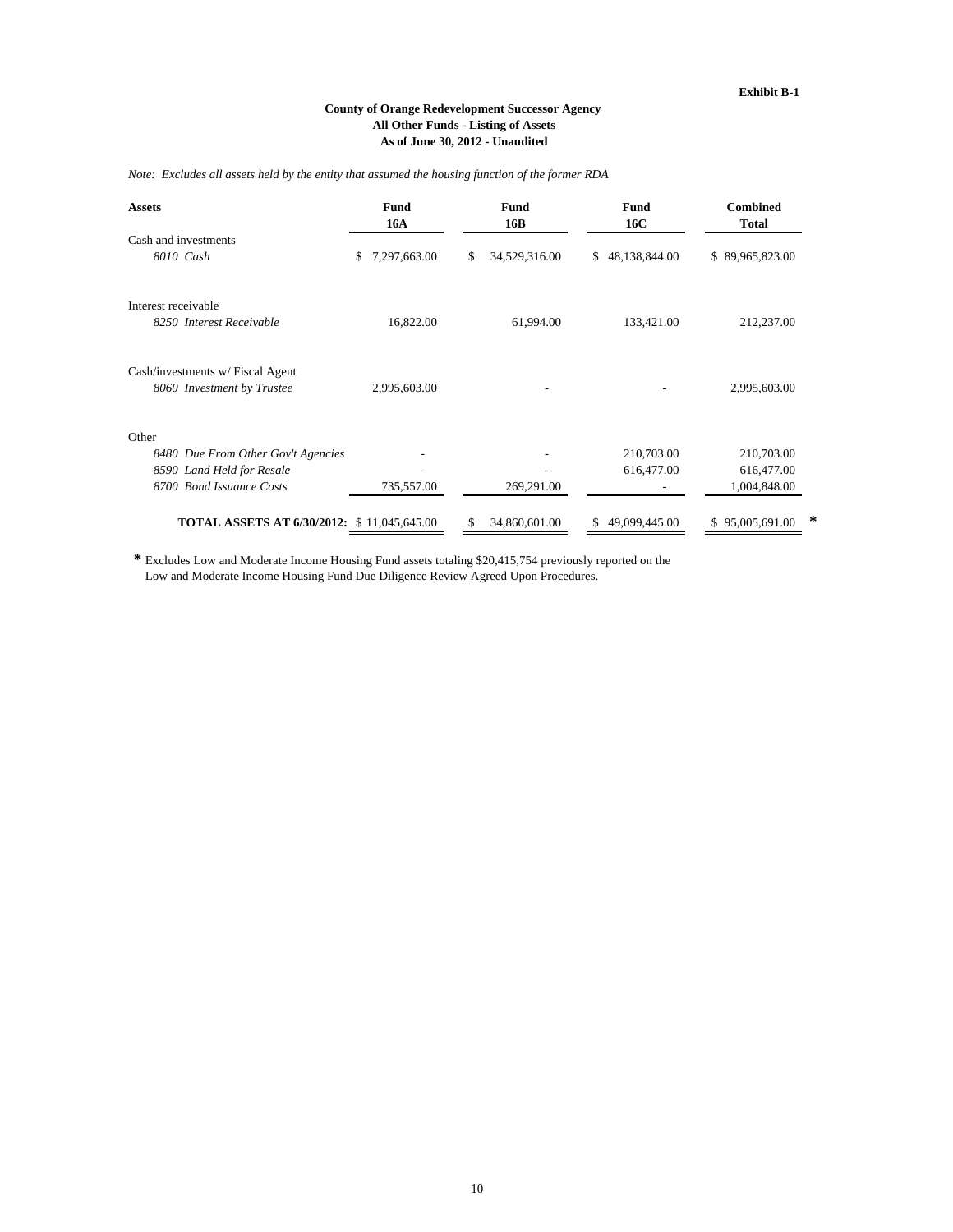**Exhibit B-1**

**County of Orange Redevelopment Successor Agency**
**All Other Funds - Listing of Assets**
**As of June 30, 2012 - Unaudited**

*Note: Excludes all assets held by the entity that assumed the housing function of the former RDA*

| **Assets** | **Fund 16A** | **Fund 16B** | **Fund 16C** | **Combined Total** |
|---|---|---|---|---|
| Cash and investments | | | | |
| *8010 Cash* | $ 7,297,663.00 | $ 34,529,316.00 | $ 48,138,844.00 | $ 89,965,823.00 |
| Interest receivable | | | | |
| *8250 Interest Receivable* | 16,822.00 | 61,994.00 | 133,421.00 | 212,237.00 |
| Cash/investments w/ Fiscal Agent | | | | |
| *8060 Investment by Trustee* | 2,995,603.00 | - | - | 2,995,603.00 |
| Other | | | | |
| *8480 Due From Other Gov't Agencies* | - | - | 210,703.00 | 210,703.00 |
| *8590 Land Held for Resale* | - | - | 616,477.00 | 616,477.00 |
| *8700 Bond Issuance Costs* | 735,557.00 | 269,291.00 | - | 1,004,848.00 |
| **TOTAL ASSETS AT 6/30/2012:** | $ 11,045,645.00 | $ 34,860,601.00 | $ 49,099,445.00 | $ 95,005,691.00 * |

**\*** Excludes Low and Moderate Income Housing Fund assets totaling $20,415,754 previously reported on the Low and Moderate Income Housing Fund Due Diligence Review Agreed Upon Procedures.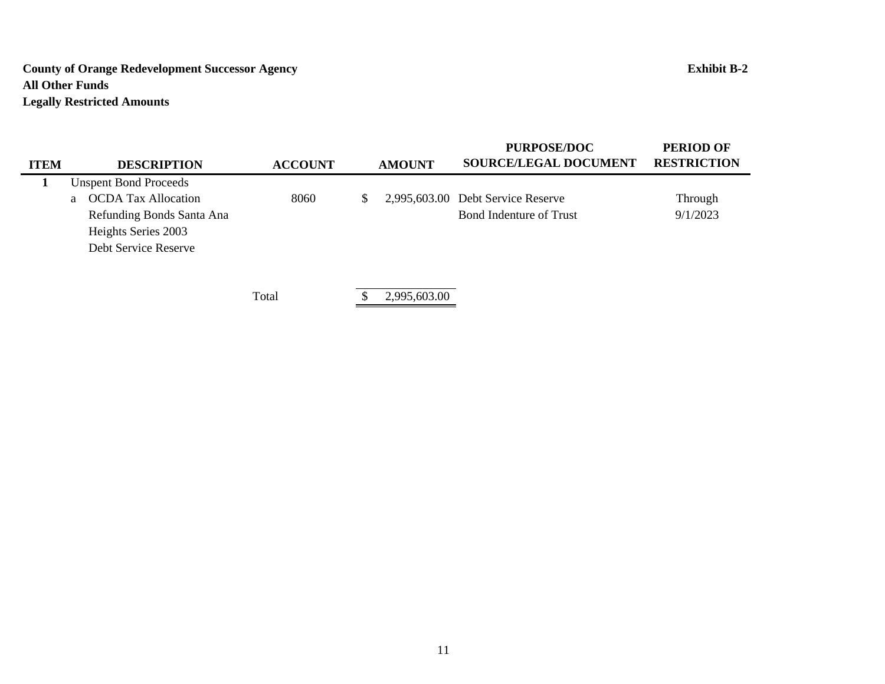**County of Orange Redevelopment Successor Agency** **Exhibit B-2**
**All Other Funds**
**Legally Restricted Amounts**

| ITEM | | DESCRIPTION | ACCOUNT | AMOUNT | PURPOSE/DOC SOURCE/LEGAL DOCUMENT | PERIOD OF RESTRICTION |
|---|---|---|---|---|---|---|
| **1** | | Unspent Bond Proceeds | | | | |
| | a | OCDA Tax Allocation Refunding Bonds Santa Ana Heights Series 2003 Debt Service Reserve | 8060 | $ 2,995,603.00 | Debt Service Reserve Bond Indenture of Trust | Through 9/1/2023 |
| | | | Total | $ 2,995,603.00 | | |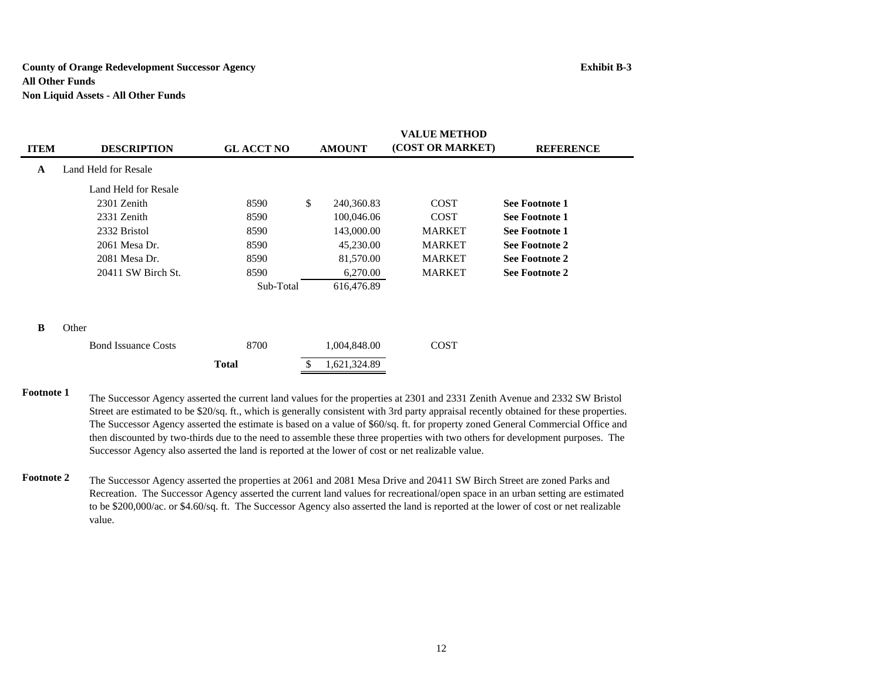**County of Orange Redevelopment Successor Agency** **Exhibit B-3**
**All Other Funds**
**Non Liquid Assets - All Other Funds**

| ITEM | DESCRIPTION | GL ACCT NO | AMOUNT | VALUE METHOD (COST OR MARKET) | REFERENCE |
|---|---|---|---|---|---|
| **A** | Land Held for Resale | | | | |
| | Land Held for Resale | | | | |
| | 2301 Zenith | 8590 | $ 240,360.83 | COST | **See Footnote 1** |
| | 2331 Zenith | 8590 | 100,046.06 | COST | **See Footnote 1** |
| | 2332 Bristol | 8590 | 143,000.00 | MARKET | **See Footnote 1** |
| | 2061 Mesa Dr. | 8590 | 45,230.00 | MARKET | **See Footnote 2** |
| | 2081 Mesa Dr. | 8590 | 81,570.00 | MARKET | **See Footnote 2** |
| | 20411 SW Birch St. | 8590 | 6,270.00 | MARKET | **See Footnote 2** |
| | | Sub-Total | 616,476.89 | | |
| **B** | Other | | | | |
| | Bond Issuance Costs | 8700 | 1,004,848.00 | COST | |
| | | **Total** | $ 1,621,324.89 | | |

**Footnote 1** The Successor Agency asserted the current land values for the properties at 2301 and 2331 Zenith Avenue and 2332 SW Bristol Street are estimated to be $20/sq. ft., which is generally consistent with 3rd party appraisal recently obtained for these properties. The Successor Agency asserted the estimate is based on a value of $60/sq. ft. for property zoned General Commercial Office and then discounted by two-thirds due to the need to assemble these three properties with two others for development purposes. The Successor Agency also asserted the land is reported at the lower of cost or net realizable value.

**Footnote 2** The Successor Agency asserted the properties at 2061 and 2081 Mesa Drive and 20411 SW Birch Street are zoned Parks and Recreation. The Successor Agency asserted the current land values for recreational/open space in an urban setting are estimated to be $200,000/ac. or $4.60/sq. ft. The Successor Agency also asserted the land is reported at the lower of cost or net realizable value.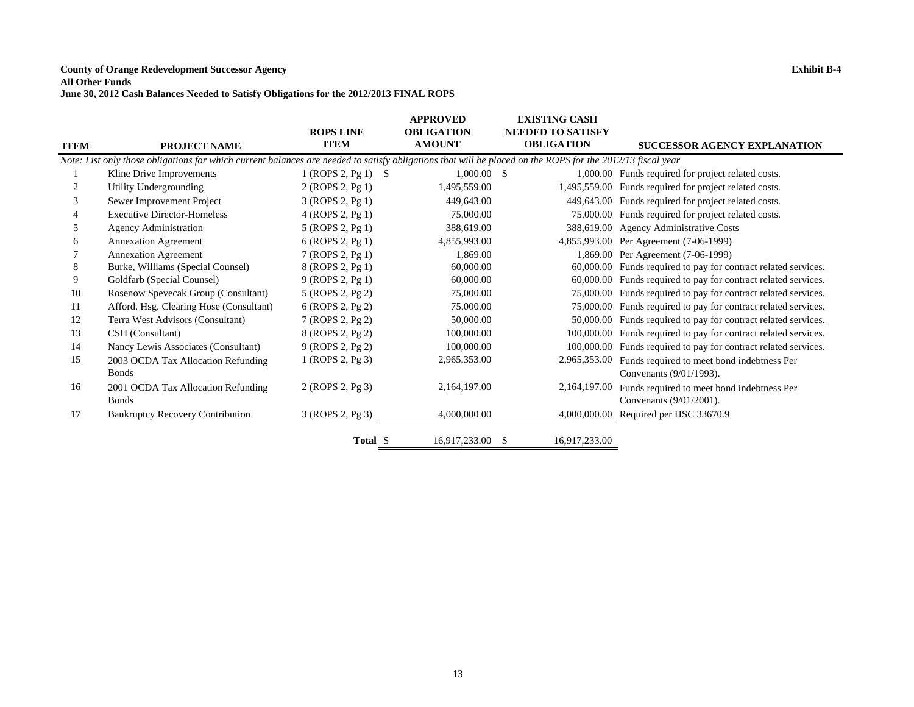**County of Orange Redevelopment Successor Agency** **Exhibit B-4**

**All Other Funds**

**June 30, 2012 Cash Balances Needed to Satisfy Obligations for the 2012/2013 FINAL ROPS**

| ITEM | PROJECT NAME | ROPS LINE ITEM | APPROVED OBLIGATION AMOUNT | EXISTING CASH NEEDED TO SATISFY OBLIGATION | SUCCESSOR AGENCY EXPLANATION |
|---|---|---|---|---|---|
| *Note: List only those obligations for which current balances are needed to satisfy obligations that will be placed on the ROPS for the 2012/13 fiscal year* | | | | | |
| 1 | Kline Drive Improvements | 1 (ROPS 2, Pg 1) | $ 1,000.00 | $ 1,000.00 | Funds required for project related costs. |
| 2 | Utility Undergrounding | 2 (ROPS 2, Pg 1) | 1,495,559.00 | 1,495,559.00 | Funds required for project related costs. |
| 3 | Sewer Improvement Project | 3 (ROPS 2, Pg 1) | 449,643.00 | 449,643.00 | Funds required for project related costs. |
| 4 | Executive Director-Homeless | 4 (ROPS 2, Pg 1) | 75,000.00 | 75,000.00 | Funds required for project related costs. |
| 5 | Agency Administration | 5 (ROPS 2, Pg 1) | 388,619.00 | 388,619.00 | Agency Administrative Costs |
| 6 | Annexation Agreement | 6 (ROPS 2, Pg 1) | 4,855,993.00 | 4,855,993.00 | Per Agreement (7-06-1999) |
| 7 | Annexation Agreement | 7 (ROPS 2, Pg 1) | 1,869.00 | 1,869.00 | Per Agreement (7-06-1999) |
| 8 | Burke, Williams (Special Counsel) | 8 (ROPS 2, Pg 1) | 60,000.00 | 60,000.00 | Funds required to pay for contract related services. |
| 9 | Goldfarb (Special Counsel) | 9 (ROPS 2, Pg 1) | 60,000.00 | 60,000.00 | Funds required to pay for contract related services. |
| 10 | Rosenow Spevecak Group (Consultant) | 5 (ROPS 2, Pg 2) | 75,000.00 | 75,000.00 | Funds required to pay for contract related services. |
| 11 | Afford. Hsg. Clearing Hose (Consultant) | 6 (ROPS 2, Pg 2) | 75,000.00 | 75,000.00 | Funds required to pay for contract related services. |
| 12 | Terra West Advisors (Consultant) | 7 (ROPS 2, Pg 2) | 50,000.00 | 50,000.00 | Funds required to pay for contract related services. |
| 13 | CSH (Consultant) | 8 (ROPS 2, Pg 2) | 100,000.00 | 100,000.00 | Funds required to pay for contract related services. |
| 14 | Nancy Lewis Associates (Consultant) | 9 (ROPS 2, Pg 2) | 100,000.00 | 100,000.00 | Funds required to pay for contract related services. |
| 15 | 2003 OCDA Tax Allocation Refunding Bonds | 1 (ROPS 2, Pg 3) | 2,965,353.00 | 2,965,353.00 | Funds required to meet bond indebtness Per Convenants (9/01/1993). |
| 16 | 2001 OCDA Tax Allocation Refunding Bonds | 2 (ROPS 2, Pg 3) | 2,164,197.00 | 2,164,197.00 | Funds required to meet bond indebtness Per Convenants (9/01/2001). |
| 17 | Bankruptcy Recovery Contribution | 3 (ROPS 2, Pg 3) | 4,000,000.00 | 4,000,000.00 | Required per HSC 33670.9 |
| | | **Total** | $ 16,917,233.00 | $ 16,917,233.00 | |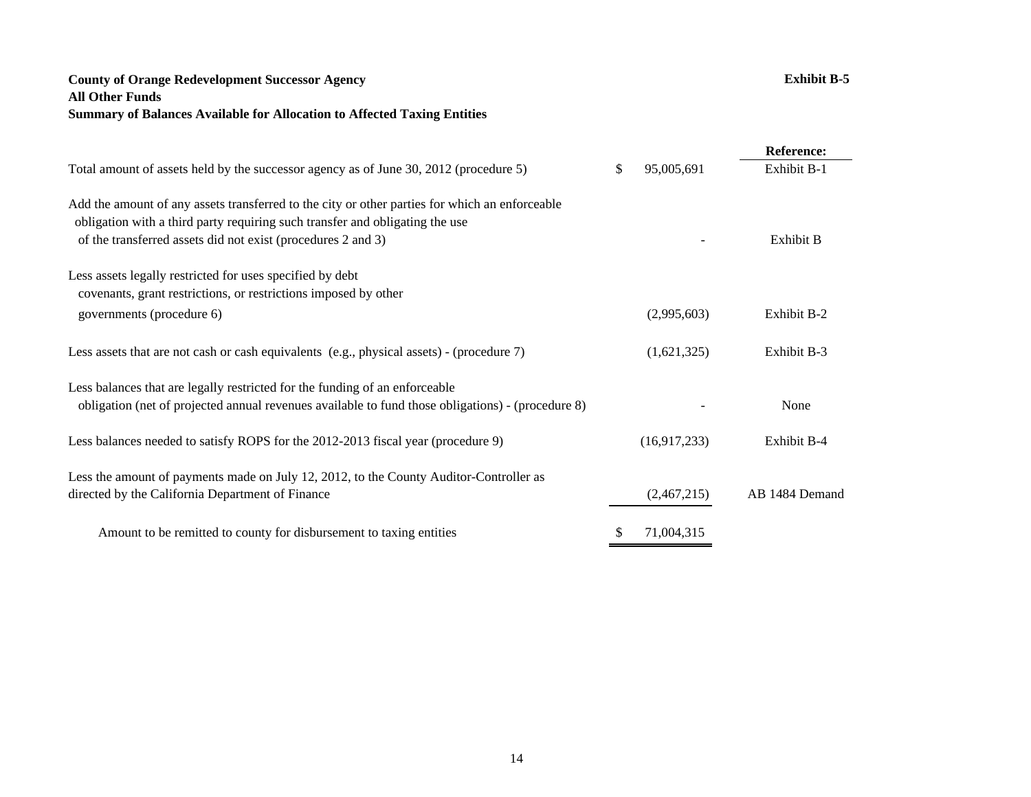**County of Orange Redevelopment Successor Agency**
**All Other Funds**
**Summary of Balances Available for Allocation to Affected Taxing Entities**

**Exhibit B-5**

| | | Amount | Reference: |
|---|---|---|---|
| Total amount of assets held by the successor agency as of June 30, 2012 (procedure 5) | $ | 95,005,691 | Exhibit B-1 |
| Add the amount of any assets transferred to the city or other parties for which an enforceable obligation with a third party requiring such transfer and obligating the use of the transferred assets did not exist (procedures 2 and 3) | | - | Exhibit B |
| Less assets legally restricted for uses specified by debt covenants, grant restrictions, or restrictions imposed by other governments (procedure 6) | | (2,995,603) | Exhibit B-2 |
| Less assets that are not cash or cash equivalents (e.g., physical assets) - (procedure 7) | | (1,621,325) | Exhibit B-3 |
| Less balances that are legally restricted for the funding of an enforceable obligation (net of projected annual revenues available to fund those obligations) - (procedure 8) | | - | None |
| Less balances needed to satisfy ROPS for the 2012-2013 fiscal year (procedure 9) | | (16,917,233) | Exhibit B-4 |
| Less the amount of payments made on July 12, 2012, to the County Auditor-Controller as directed by the California Department of Finance | | (2,467,215) | AB 1484 Demand |
| Amount to be remitted to county for disbursement to taxing entities | $ | 71,004,315 | |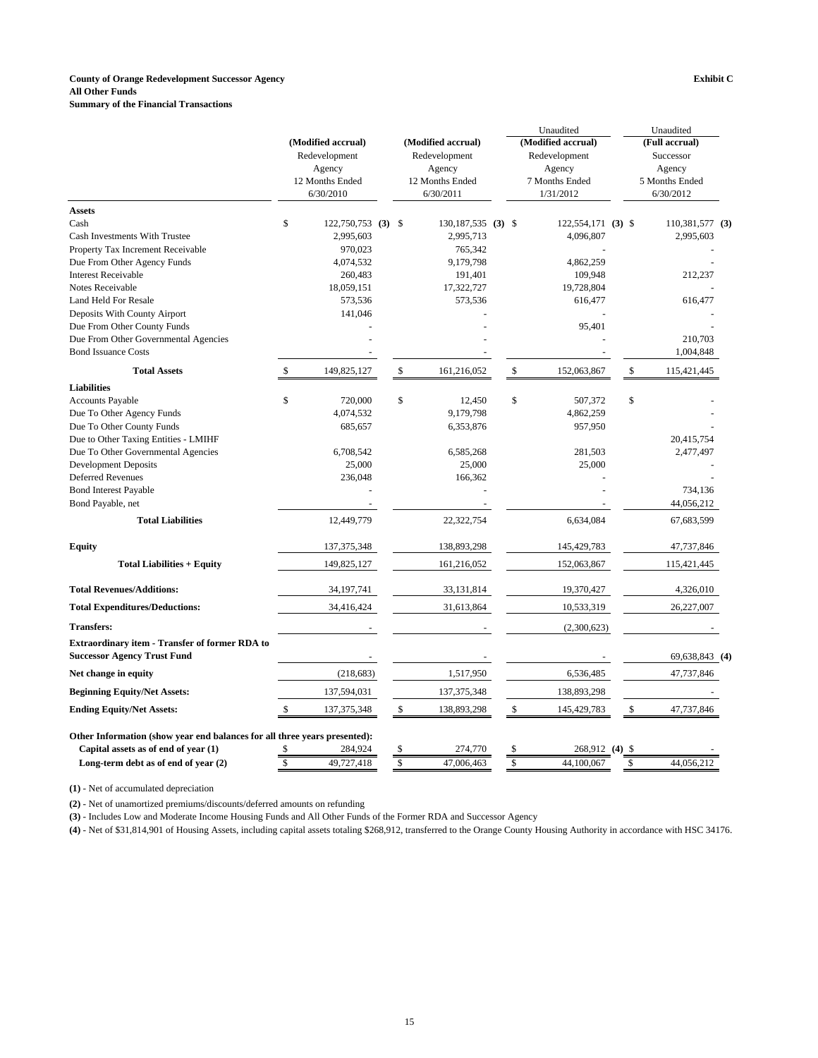**County of Orange Redevelopment Successor Agency**
**All Other Funds**
**Summary of the Financial Transactions**

**Exhibit C**

| | **(Modified accrual)** Redevelopment Agency 12 Months Ended 6/30/2010 | **(Modified accrual)** Redevelopment Agency 12 Months Ended 6/30/2011 | Unaudited **(Modified accrual)** Redevelopment Agency 7 Months Ended 1/31/2012 | Unaudited **(Full accrual)** Successor Agency 5 Months Ended 6/30/2012 |
|---|---|---|---|---|
| **Assets** | | | | |
| Cash | $ 122,750,753 **(3)** | $ 130,187,535 **(3)** | $ 122,554,171 **(3)** | $ 110,381,577 **(3)** |
| Cash Investments With Trustee | 2,995,603 | 2,995,713 | 4,096,807 | 2,995,603 |
| Property Tax Increment Receivable | 970,023 | 765,342 | - | - |
| Due From Other Agency Funds | 4,074,532 | 9,179,798 | 4,862,259 | - |
| Interest Receivable | 260,483 | 191,401 | 109,948 | 212,237 |
| Notes Receivable | 18,059,151 | 17,322,727 | 19,728,804 | - |
| Land Held For Resale | 573,536 | 573,536 | 616,477 | 616,477 |
| Deposits With County Airport | 141,046 | - | - | - |
| Due From Other County Funds | - | - | 95,401 | - |
| Due From Other Governmental Agencies | - | - | - | 210,703 |
| Bond Issuance Costs | - | - | - | 1,004,848 |
| **Total Assets** | $ 149,825,127 | $ 161,216,052 | $ 152,063,867 | $ 115,421,445 |
| **Liabilities** | | | | |
| Accounts Payable | $ 720,000 | $ 12,450 | $ 507,372 | $ - |
| Due To Other Agency Funds | 4,074,532 | 9,179,798 | 4,862,259 | - |
| Due To Other County Funds | 685,657 | 6,353,876 | 957,950 | - |
| Due to Other Taxing Entities - LMIHF | | | | 20,415,754 |
| Due To Other Governmental Agencies | 6,708,542 | 6,585,268 | 281,503 | 2,477,497 |
| Development Deposits | 25,000 | 25,000 | 25,000 | - |
| Deferred Revenues | 236,048 | 166,362 | - | - |
| Bond Interest Payable | - | - | - | 734,136 |
| Bond Payable, net | - | - | - | 44,056,212 |
| **Total Liabilities** | 12,449,779 | 22,322,754 | 6,634,084 | 67,683,599 |
| **Equity** | 137,375,348 | 138,893,298 | 145,429,783 | 47,737,846 |
| **Total Liabilities + Equity** | 149,825,127 | 161,216,052 | 152,063,867 | 115,421,445 |
| **Total Revenues/Additions:** | 34,197,741 | 33,131,814 | 19,370,427 | 4,326,010 |
| **Total Expenditures/Deductions:** | 34,416,424 | 31,613,864 | 10,533,319 | 26,227,007 |
| **Transfers:** | - | - | (2,300,623) | - |
| **Extraordinary item - Transfer of former RDA to Successor Agency Trust Fund** | - | - | - | 69,638,843 **(4)** |
| **Net change in equity** | (218,683) | 1,517,950 | 6,536,485 | 47,737,846 |
| **Beginning Equity/Net Assets:** | 137,594,031 | 137,375,348 | 138,893,298 | - |
| **Ending Equity/Net Assets:** | $ 137,375,348 | $ 138,893,298 | $ 145,429,783 | $ 47,737,846 |
| **Other Information (show year end balances for all three years presented):** | | | | |
| **Capital assets as of end of year (1)** | $ 284,924 | $ 274,770 | $ 268,912 **(4)** | $ - |
| **Long-term debt as of end of year (2)** | $ 49,727,418 | $ 47,006,463 | $ 44,100,067 | $ 44,056,212 |

**(1)** - Net of accumulated depreciation

**(2)** - Net of unamortized premiums/discounts/deferred amounts on refunding

**(3)** - Includes Low and Moderate Income Housing Funds and All Other Funds of the Former RDA and Successor Agency

**(4)** - Net of $31,814,901 of Housing Assets, including capital assets totaling $268,912, transferred to the Orange County Housing Authority in accordance with HSC 34176.